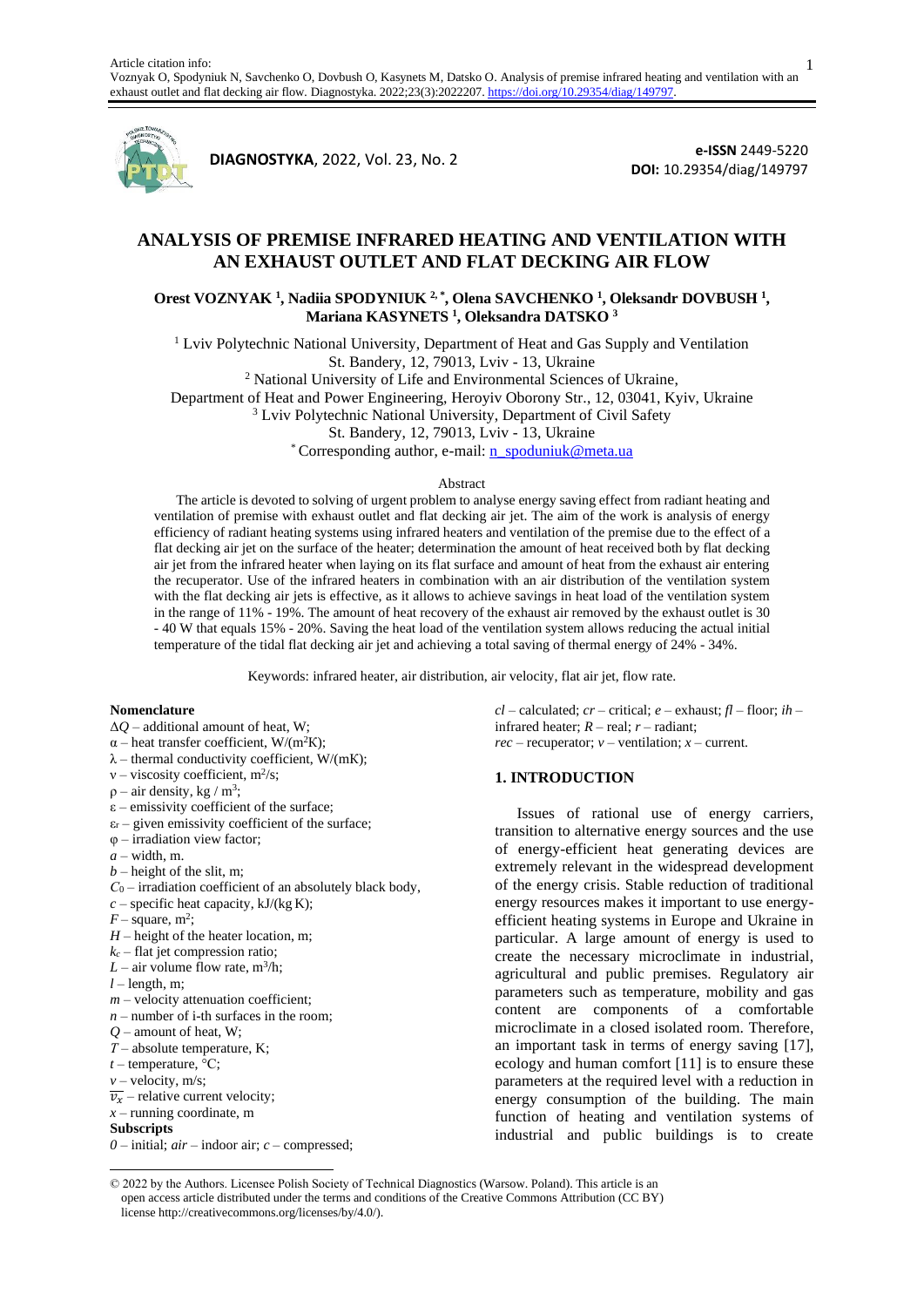Article citation info:
Voznyak O, Spodyniuk N, Savchenko O, Dovbush O, Kasynets M, Datsko O. Analysis of premise infrared heating and ventilation with an exhaust outlet and flat decking air flow. Diagnostyka. 2022;23(3):2022207. https://doi.org/10.29354/diag/149797.

**DIAGNOSTYKA**, 2022, Vol. 23, No. 2

**e-ISSN** 2449-5220
**DOI:** 10.29354/diag/149797

# ANALYSIS OF PREMISE INFRARED HEATING AND VENTILATION WITH AN EXHAUST OUTLET AND FLAT DECKING AIR FLOW

**Orest VOZNYAK [1], Nadiia SPODYNIUK [2, *], Olena SAVCHENKO [1], Oleksandr DOVBUSH [1], Mariana KASYNETS [1], Oleksandra DATSKO [3]**

[1] Lviv Polytechnic National University, Department of Heat and Gas Supply and Ventilation
St. Bandery, 12, 79013, Lviv - 13, Ukraine
[2] National University of Life and Environmental Sciences of Ukraine,
Department of Heat and Power Engineering, Heroyiv Oborony Str., 12, 03041, Kyiv, Ukraine
[3] Lviv Polytechnic National University, Department of Civil Safety
St. Bandery, 12, 79013, Lviv - 13, Ukraine
[*] Corresponding author, e-mail: n_spoduniuk@meta.ua

## Abstract

The article is devoted to solving of urgent problem to analyse energy saving effect from radiant heating and ventilation of premise with exhaust outlet and flat decking air jet. The aim of the work is analysis of energy efficiency of radiant heating systems using infrared heaters and ventilation of the premise due to the effect of a flat decking air jet on the surface of the heater; determination the amount of heat received both by flat decking air jet from the infrared heater when laying on its flat surface and amount of heat from the exhaust air entering the recuperator. Use of the infrared heaters in combination with an air distribution of the ventilation system with the flat decking air jets is effective, as it allows to achieve savings in heat load of the ventilation system in the range of 11% - 19%. The amount of heat recovery of the exhaust air removed by the exhaust outlet is 30 - 40 W that equals 15% - 20%. Saving the heat load of the ventilation system allows reducing the actual initial temperature of the tidal flat decking air jet and achieving a total saving of thermal energy of 24% - 34%.

Keywords: infrared heater, air distribution, air velocity, flat air jet, flow rate.

## Nomenclature

$\Delta Q$ – additional amount of heat, W;
$\alpha$ – heat transfer coefficient, W/(m$^2$K);
$\lambda$ – thermal conductivity coefficient, W/(mK);
$\nu$ – viscosity coefficient, m$^2$/s;
$\rho$ – air density, kg / m$^3$;
$\varepsilon$ – emissivity coefficient of the surface;
$\varepsilon_r$ – given emissivity coefficient of the surface;
$\varphi$ – irradiation view factor;
$a$ – width, m.
$b$ – height of the slit, m;
$C_0$ – irradiation coefficient of an absolutely black body,
$c$ – specific heat capacity, kJ/(kg K);
$F$ – square, m$^2$;
$H$ – height of the heater location, m;
$k_c$ – flat jet compression ratio;
$L$ – air volume flow rate, m$^3$/h;
$l$ – length, m;
$m$ – velocity attenuation coefficient;
$n$ – number of i-th surfaces in the room;
$Q$ – amount of heat, W;
$T$ – absolute temperature, K;
$t$ – temperature, °C;
$v$ – velocity, m/s;
$\overline{v_x}$ – relative current velocity;
$x$ – running coordinate, m

**Subscripts**

$0$ – initial; $air$ – indoor air; $c$ – compressed; $cl$ – calculated; $cr$ – critical; $e$ – exhaust; $fl$ – floor; $ih$ – infrared heater; $R$ – real; $r$ – radiant; $rec$ – recuperator; $v$ – ventilation; $x$ – current.

## 1. INTRODUCTION

Issues of rational use of energy carriers, transition to alternative energy sources and the use of energy-efficient heat generating devices are extremely relevant in the widespread development of the energy crisis. Stable reduction of traditional energy resources makes it important to use energy-efficient heating systems in Europe and Ukraine in particular. A large amount of energy is used to create the necessary microclimate in industrial, agricultural and public premises. Regulatory air parameters such as temperature, mobility and gas content are components of a comfortable microclimate in a closed isolated room. Therefore, an important task in terms of energy saving [17], ecology and human comfort [11] is to ensure these parameters at the required level with a reduction in energy consumption of the building. The main function of heating and ventilation systems of industrial and public buildings is to create

© 2022 by the Authors. Licensee Polish Society of Technical Diagnostics (Warsow. Poland). This article is an open access article distributed under the terms and conditions of the Creative Commons Attribution (CC BY) license http://creativecommons.org/licenses/by/4.0/).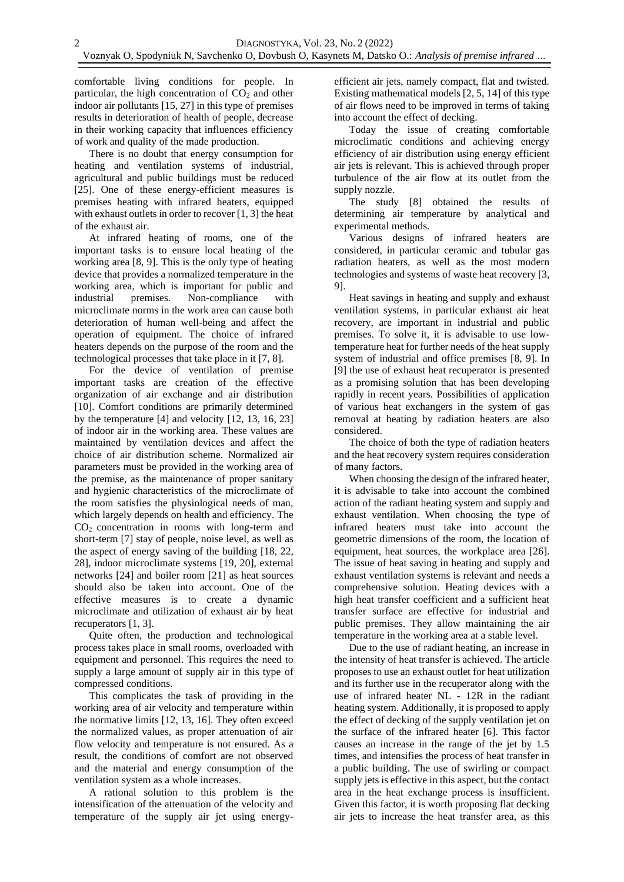comfortable living conditions for people. In particular, the high concentration of $CO_2$ and other indoor air pollutants [15, 27] in this type of premises results in deterioration of health of people, decrease in their working capacity that influences efficiency of work and quality of the made production.

There is no doubt that energy consumption for heating and ventilation systems of industrial, agricultural and public buildings must be reduced [25]. One of these energy-efficient measures is premises heating with infrared heaters, equipped with exhaust outlets in order to recover [1, 3] the heat of the exhaust air.

At infrared heating of rooms, one of the important tasks is to ensure local heating of the working area [8, 9]. This is the only type of heating device that provides a normalized temperature in the working area, which is important for public and industrial premises. Non-compliance with microclimate norms in the work area can cause both deterioration of human well-being and affect the operation of equipment. The choice of infrared heaters depends on the purpose of the room and the technological processes that take place in it [7, 8].

For the device of ventilation of premise important tasks are creation of the effective organization of air exchange and air distribution [10]. Comfort conditions are primarily determined by the temperature [4] and velocity [12, 13, 16, 23] of indoor air in the working area. These values are maintained by ventilation devices and affect the choice of air distribution scheme. Normalized air parameters must be provided in the working area of the premise, as the maintenance of proper sanitary and hygienic characteristics of the microclimate of the room satisfies the physiological needs of man, which largely depends on health and efficiency. The $CO_2$ concentration in rooms with long-term and short-term [7] stay of people, noise level, as well as the aspect of energy saving of the building [18, 22, 28], indoor microclimate systems [19, 20], external networks [24] and boiler room [21] as heat sources should also be taken into account. One of the effective measures is to create a dynamic microclimate and utilization of exhaust air by heat recuperators [1, 3].

Quite often, the production and technological process takes place in small rooms, overloaded with equipment and personnel. This requires the need to supply a large amount of supply air in this type of compressed conditions.

This complicates the task of providing in the working area of air velocity and temperature within the normative limits [12, 13, 16]. They often exceed the normalized values, as proper attenuation of air flow velocity and temperature is not ensured. As a result, the conditions of comfort are not observed and the material and energy consumption of the ventilation system as a whole increases.

A rational solution to this problem is the intensification of the attenuation of the velocity and temperature of the supply air jet using energy-efficient air jets, namely compact, flat and twisted. Existing mathematical models [2, 5, 14] of this type of air flows need to be improved in terms of taking into account the effect of decking.

Today the issue of creating comfortable microclimatic conditions and achieving energy efficiency of air distribution using energy efficient air jets is relevant. This is achieved through proper turbulence of the air flow at its outlet from the supply nozzle.

The study [8] obtained the results of determining air temperature by analytical and experimental methods.

Various designs of infrared heaters are considered, in particular ceramic and tubular gas radiation heaters, as well as the most modern technologies and systems of waste heat recovery [3, 9].

Heat savings in heating and supply and exhaust ventilation systems, in particular exhaust air heat recovery, are important in industrial and public premises. To solve it, it is advisable to use low-temperature heat for further needs of the heat supply system of industrial and office premises [8, 9]. In [9] the use of exhaust heat recuperator is presented as a promising solution that has been developing rapidly in recent years. Possibilities of application of various heat exchangers in the system of gas removal at heating by radiation heaters are also considered.

The choice of both the type of radiation heaters and the heat recovery system requires consideration of many factors.

When choosing the design of the infrared heater, it is advisable to take into account the combined action of the radiant heating system and supply and exhaust ventilation. When choosing the type of infrared heaters must take into account the geometric dimensions of the room, the location of equipment, heat sources, the workplace area [26]. The issue of heat saving in heating and supply and exhaust ventilation systems is relevant and needs a comprehensive solution. Heating devices with a high heat transfer coefficient and a sufficient heat transfer surface are effective for industrial and public premises. They allow maintaining the air temperature in the working area at a stable level.

Due to the use of radiant heating, an increase in the intensity of heat transfer is achieved. The article proposes to use an exhaust outlet for heat utilization and its further use in the recuperator along with the use of infrared heater NL - 12R in the radiant heating system. Additionally, it is proposed to apply the effect of decking of the supply ventilation jet on the surface of the infrared heater [6]. This factor causes an increase in the range of the jet by 1.5 times, and intensifies the process of heat transfer in a public building. The use of swirling or compact supply jets is effective in this aspect, but the contact area in the heat exchange process is insufficient. Given this factor, it is worth proposing flat decking air jets to increase the heat transfer area, as this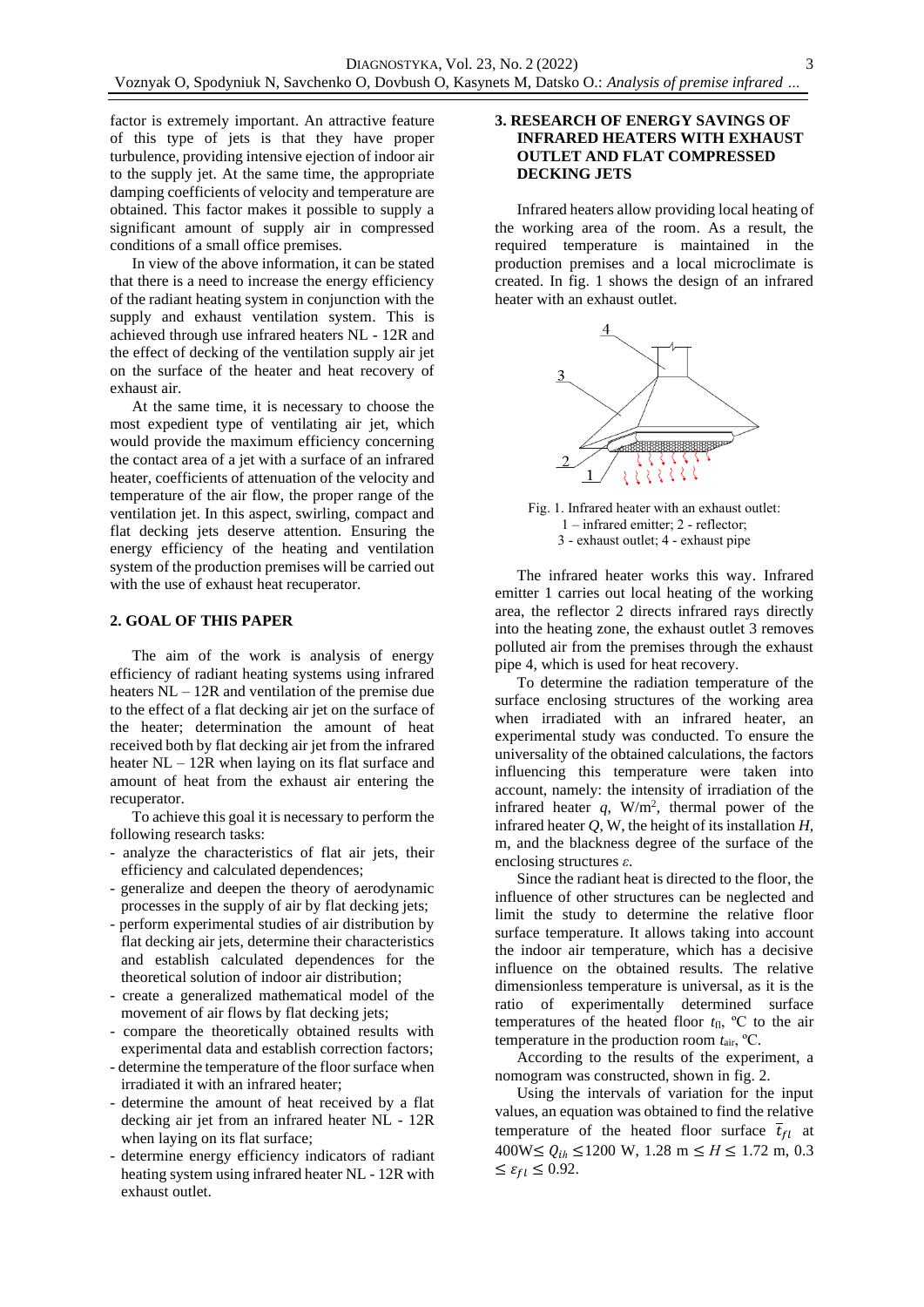factor is extremely important. An attractive feature of this type of jets is that they have proper turbulence, providing intensive ejection of indoor air to the supply jet. At the same time, the appropriate damping coefficients of velocity and temperature are obtained. This factor makes it possible to supply a significant amount of supply air in compressed conditions of a small office premises.

In view of the above information, it can be stated that there is a need to increase the energy efficiency of the radiant heating system in conjunction with the supply and exhaust ventilation system. This is achieved through use infrared heaters NL - 12R and the effect of decking of the ventilation supply air jet on the surface of the heater and heat recovery of exhaust air.

At the same time, it is necessary to choose the most expedient type of ventilating air jet, which would provide the maximum efficiency concerning the contact area of a jet with a surface of an infrared heater, coefficients of attenuation of the velocity and temperature of the air flow, the proper range of the ventilation jet. In this aspect, swirling, compact and flat decking jets deserve attention. Ensuring the energy efficiency of the heating and ventilation system of the production premises will be carried out with the use of exhaust heat recuperator.

## 2. GOAL OF THIS PAPER

The aim of the work is analysis of energy efficiency of radiant heating systems using infrared heaters NL – 12R and ventilation of the premise due to the effect of a flat decking air jet on the surface of the heater; determination the amount of heat received both by flat decking air jet from the infrared heater NL – 12R when laying on its flat surface and amount of heat from the exhaust air entering the recuperator.

To achieve this goal it is necessary to perform the following research tasks:

- analyze the characteristics of flat air jets, their efficiency and calculated dependences;
- generalize and deepen the theory of aerodynamic processes in the supply of air by flat decking jets;
- perform experimental studies of air distribution by flat decking air jets, determine their characteristics and establish calculated dependences for the theoretical solution of indoor air distribution;
- create a generalized mathematical model of the movement of air flows by flat decking jets;
- compare the theoretically obtained results with experimental data and establish correction factors;
- determine the temperature of the floor surface when irradiated it with an infrared heater;
- determine the amount of heat received by a flat decking air jet from an infrared heater NL - 12R when laying on its flat surface;
- determine energy efficiency indicators of radiant heating system using infrared heater NL - 12R with exhaust outlet.

## 3. RESEARCH OF ENERGY SAVINGS OF INFRARED HEATERS WITH EXHAUST OUTLET AND FLAT COMPRESSED DECKING JETS

Infrared heaters allow providing local heating of the working area of the room. As a result, the required temperature is maintained in the production premises and a local microclimate is created. In fig. 1 shows the design of an infrared heater with an exhaust outlet.

Fig. 1. Infrared heater with an exhaust outlet: 1 – infrared emitter; 2 - reflector; 3 - exhaust outlet; 4 - exhaust pipe

The infrared heater works this way. Infrared emitter 1 carries out local heating of the working area, the reflector 2 directs infrared rays directly into the heating zone, the exhaust outlet 3 removes polluted air from the premises through the exhaust pipe 4, which is used for heat recovery.

To determine the radiation temperature of the surface enclosing structures of the working area when irradiated with an infrared heater, an experimental study was conducted. To ensure the universality of the obtained calculations, the factors influencing this temperature were taken into account, namely: the intensity of irradiation of the infrared heater $q$, W/m$^2$, thermal power of the infrared heater $Q$, W, the height of its installation $H$, m, and the blackness degree of the surface of the enclosing structures $\varepsilon$.

Since the radiant heat is directed to the floor, the influence of other structures can be neglected and limit the study to determine the relative floor surface temperature. It allows taking into account the indoor air temperature, which has a decisive influence on the obtained results. The relative dimensionless temperature is universal, as it is the ratio of experimentally determined surface temperatures of the heated floor $t_{fl}$, ºC to the air temperature in the production room $t_{air}$, ºC.

According to the results of the experiment, a nomogram was constructed, shown in fig. 2.

Using the intervals of variation for the input values, an equation was obtained to find the relative temperature of the heated floor surface $\bar{t}_{fl}$ at $400\text{W} \leq Q_{ih} \leq 1200$ W, 1.28 m $\leq H \leq$ 1.72 m, 0.3 $\leq \varepsilon_{fl} \leq$ 0.92.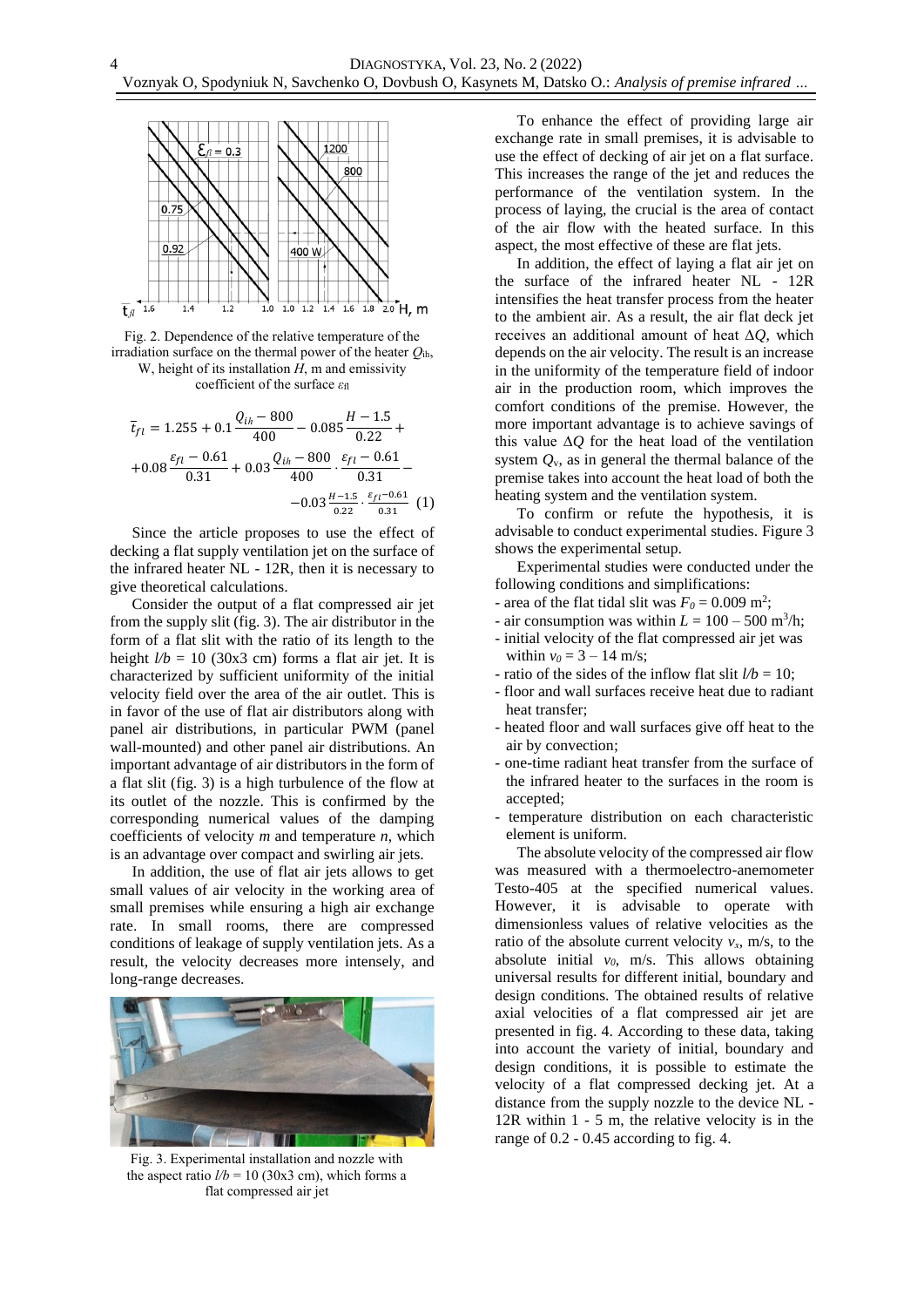Fig. 2. Dependence of the relative temperature of the irradiation surface on the thermal power of the heater $Q_{ih}$, W, height of its installation $H$, m and emissivity coefficient of the surface $\varepsilon_{fl}$

$$\bar{t}_{fl} = 1.255 + 0.1\frac{Q_{ih}-800}{400} - 0.085\frac{H-1.5}{0.22} + \\ +0.08\frac{\varepsilon_{fl}-0.61}{0.31} + 0.03\frac{Q_{ih}-800}{400}\cdot\frac{\varepsilon_{fl}-0.61}{0.31} - \\ -0.03\frac{H-1.5}{0.22}\cdot\frac{\varepsilon_{fl}-0.61}{0.31} \quad (1)$$

Since the article proposes to use the effect of decking a flat supply ventilation jet on the surface of the infrared heater NL - 12R, then it is necessary to give theoretical calculations.

Consider the output of a flat compressed air jet from the supply slit (fig. 3). The air distributor in the form of a flat slit with the ratio of its length to the height $l/b$ = 10 (30x3 cm) forms a flat air jet. It is characterized by sufficient uniformity of the initial velocity field over the area of the air outlet. This is in favor of the use of flat air distributors along with panel air distributions, in particular PWM (panel wall-mounted) and other panel air distributions. An important advantage of air distributors in the form of a flat slit (fig. 3) is a high turbulence of the flow at its outlet of the nozzle. This is confirmed by the corresponding numerical values of the damping coefficients of velocity $m$ and temperature $n$, which is an advantage over compact and swirling air jets.

In addition, the use of flat air jets allows to get small values of air velocity in the working area of small premises while ensuring a high air exchange rate. In small rooms, there are compressed conditions of leakage of supply ventilation jets. As a result, the velocity decreases more intensely, and long-range decreases.

Fig. 3. Experimental installation and nozzle with the aspect ratio $l/b$ = 10 (30x3 cm), which forms a flat compressed air jet

To enhance the effect of providing large air exchange rate in small premises, it is advisable to use the effect of decking of air jet on a flat surface. This increases the range of the jet and reduces the performance of the ventilation system. In the process of laying, the crucial is the area of contact of the air flow with the heated surface. In this aspect, the most effective of these are flat jets.

In addition, the effect of laying a flat air jet on the surface of the infrared heater NL - 12R intensifies the heat transfer process from the heater to the ambient air. As a result, the air flat deck jet receives an additional amount of heat $\Delta Q$, which depends on the air velocity. The result is an increase in the uniformity of the temperature field of indoor air in the production room, which improves the comfort conditions of the premise. However, the more important advantage is to achieve savings of this value $\Delta Q$ for the heat load of the ventilation system $Q_v$, as in general the thermal balance of the premise takes into account the heat load of both the heating system and the ventilation system.

To confirm or refute the hypothesis, it is advisable to conduct experimental studies. Figure 3 shows the experimental setup.

Experimental studies were conducted under the following conditions and simplifications:

- area of the flat tidal slit was $F_0$ = 0.009 m$^2$;
- air consumption was within $L$ = 100 – 500 m$^3$/h;
- initial velocity of the flat compressed air jet was within $v_0$ = 3 – 14 m/s;
- ratio of the sides of the inflow flat slit $l/b$ = 10;
- floor and wall surfaces receive heat due to radiant heat transfer;
- heated floor and wall surfaces give off heat to the air by convection;
- one-time radiant heat transfer from the surface of the infrared heater to the surfaces in the room is accepted;
- temperature distribution on each characteristic element is uniform.

The absolute velocity of the compressed air flow was measured with a thermoelectro-anemometer Testo-405 at the specified numerical values. However, it is advisable to operate with dimensionless values of relative velocities as the ratio of the absolute current velocity $v_x$, m/s, to the absolute initial $v_0$, m/s. This allows obtaining universal results for different initial, boundary and design conditions. The obtained results of relative axial velocities of a flat compressed air jet are presented in fig. 4. According to these data, taking into account the variety of initial, boundary and design conditions, it is possible to estimate the velocity of a flat compressed decking jet. At a distance from the supply nozzle to the device NL - 12R within 1 - 5 m, the relative velocity is in the range of 0.2 - 0.45 according to fig. 4.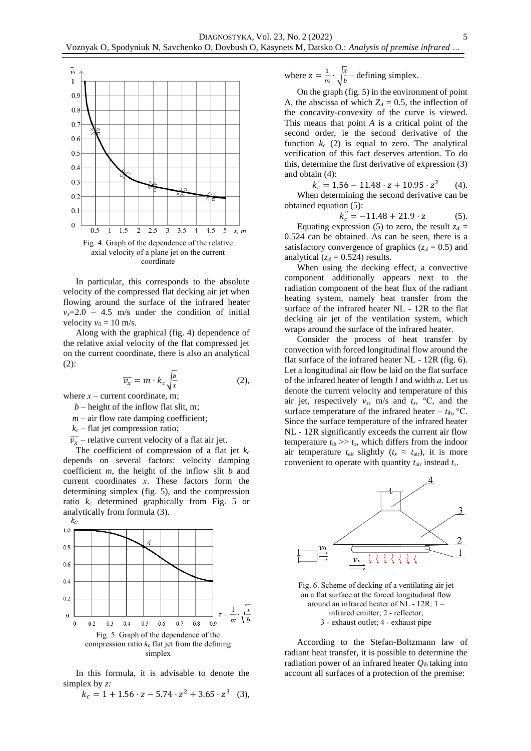Fig. 4. Graph of the dependence of the relative axial velocity of a plane jet on the current coordinate

In particular, this corresponds to the absolute velocity of the compressed flat decking air jet when flowing around the surface of the infrared heater $v_x$=2.0 – 4.5 m/s under the condition of initial velocity $v_0$ = 10 m/s.

Along with the graphical (fig. 4) dependence of the relative axial velocity of the flat compressed jet on the current coordinate, there is also an analytical (2):

$$\overline{v_x} = m \cdot k_c \sqrt{\frac{b}{x}} \qquad (2),$$

where $x$ – current coordinate, m;

$b$ – height of the inflow flat slit, m;

$m$ – air flow rate damping coefficient;

$k_c$ – flat jet compression ratio;

$\overline{v_x}$ – relative current velocity of a flat air jet.

The coefficient of compression of a flat jet $k_c$ depends on several factors: velocity damping coefficient $m$, the height of the inflow slit $b$ and current coordinates $x$. These factors form the determining simplex (fig. 5), and the compression ratio $k_c$ determined graphically from Fig. 5 or analytically from formula (3).

Fig. 5. Graph of the dependence of the compression ratio $k_c$ flat jet from the defining simplex

In this formula, it is advisable to denote the simplex by $z$:

$$k_c = 1 + 1.56 \cdot z - 5.74 \cdot z^2 + 3.65 \cdot z^3 \quad (3),$$

where $z = \frac{1}{m} \cdot \sqrt{\frac{x}{b}}$ – defining simplex.

On the graph (fig. 5) in the environment of point A, the abscissa of which $Z_A$ = 0.5, the inflection of the concavity-convexity of the curve is viewed. This means that point $A$ is a critical point of the second order, ie the second derivative of the function $k_c$ (2) is equal to zero. The analytical verification of this fact deserves attention. To do this, determine the first derivative of expression (3) and obtain (4):

$$k_c^{'} = 1.56 - 11.48 \cdot z + 10.95 \cdot z^2 \qquad (4).$$

When determining the second derivative can be obtained equation (5):

$$k_c^{''} = -11.48 + 21.9 \cdot z \qquad (5).$$

Equating expression (5) to zero, the result $z_A$ = 0.524 can be obtained. As can be seen, there is a satisfactory convergence of graphics ($z_A$ = 0.5) and analytical ($z_A$ = 0.524) results.

When using the decking effect, a convective component additionally appears next to the radiation component of the heat flux of the radiant heating system, namely heat transfer from the surface of the infrared heater NL - 12R to the flat decking air jet of the ventilation system, which wraps around the surface of the infrared heater.

Consider the process of heat transfer by convection with forced longitudinal flow around the flat surface of the infrared heater NL - 12R (fig. 6). Let a longitudinal air flow be laid on the flat surface of the infrared heater of length $l$ and width $a$. Let us denote the current velocity and temperature of this air jet, respectively $v_x$, m/s and $t_x$, °C, and the surface temperature of the infrared heater – $t_{ih}$, °C. Since the surface temperature of the infrared heater NL - 12R significantly exceeds the current air flow temperature $t_{ih} >> t_x$, which differs from the indoor air temperature $t_{air}$ slightly ($t_x \approx t_{air}$), it is more convenient to operate with quantity $t_{air}$ instead $t_x$.

Fig. 6. Scheme of decking of a ventilating air jet on a flat surface at the forced longitudinal flow around an infrared heater of NL - 12R: 1 – infrared emitter; 2 - reflector; 3 - exhaust outlet; 4 - exhaust pipe

According to the Stefan-Boltzmann law of radiant heat transfer, it is possible to determine the radiation power of an infrared heater $Q_{ih}$ taking into account all surfaces of a protection of the premise: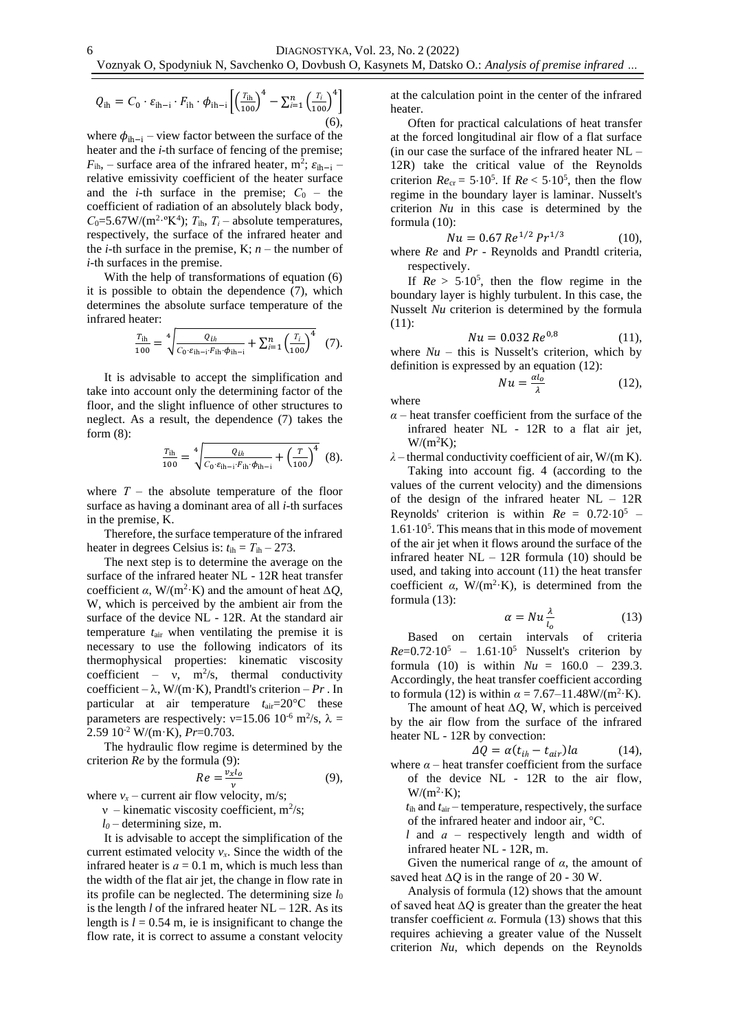$$Q_{\text{ih}} = C_0 \cdot \varepsilon_{\text{ih}-\text{i}} \cdot F_{\text{ih}} \cdot \phi_{\text{ih}-\text{i}} \left[ \left( \frac{T_{\text{ih}}}{100} \right)^4 - \sum_{i=1}^{n} \left( \frac{T_i}{100} \right)^4 \right] \quad (6),$$

where $\phi_{\text{ih}-\text{i}}$ – view factor between the surface of the heater and the *i*-th surface of fencing of the premise; $F_{\text{ih}}$, – surface area of the infrared heater, m$^2$; $\varepsilon_{\text{ih}-\text{i}}$ – relative emissivity coefficient of the heater surface and the *i*-th surface in the premise; $C_0$ – the coefficient of radiation of an absolutely black body, $C_0$=5.67W/(m$^2$·°K$^4$); $T_{\text{ih}}$, $T_i$ – absolute temperatures, respectively, the surface of the infrared heater and the *i*-th surface in the premise, K; $n$ – the number of *i*-th surfaces in the premise.

With the help of transformations of equation (6) it is possible to obtain the dependence (7), which determines the absolute surface temperature of the infrared heater:

$$\frac{T_{\text{ih}}}{100} = \sqrt[4]{\frac{Q_{ih}}{C_0 \cdot \varepsilon_{\text{ih}-\text{i}} \cdot F_{\text{ih}} \cdot \phi_{\text{ih}-\text{i}}} + \sum_{i=1}^{n} \left( \frac{T_i}{100} \right)^4} \quad (7).$$

It is advisable to accept the simplification and take into account only the determining factor of the floor, and the slight influence of other structures to neglect. As a result, the dependence (7) takes the form (8):

$$\frac{T_{\text{ih}}}{100} = \sqrt[4]{\frac{Q_{ih}}{C_0 \cdot \varepsilon_{\text{ih}-\text{i}} \cdot F_{\text{ih}} \cdot \phi_{\text{ih}-\text{i}}} + \left( \frac{T}{100} \right)^4} \quad (8).$$

where $T$ – the absolute temperature of the floor surface as having a dominant area of all *i*-th surfaces in the premise, K.

Therefore, the surface temperature of the infrared heater in degrees Celsius is: $t_{\text{ih}} = T_{\text{ih}} - 273$.

The next step is to determine the average on the surface of the infrared heater NL - 12R heat transfer coefficient $\alpha$, W/(m$^2$·K) and the amount of heat $\Delta Q$, W, which is perceived by the ambient air from the surface of the device NL - 12R. At the standard air temperature $t_{\text{air}}$ when ventilating the premise it is necessary to use the following indicators of its thermophysical properties: kinematic viscosity coefficient – $\nu$, m$^2$/s, thermal conductivity coefficient – $\lambda$, W/(m·K), Prandtl's criterion – $Pr$ . In particular at air temperature $t_{\text{air}}$=20°C these parameters are respectively: $\nu$=15.06 10$^{-6}$ m$^2$/s, $\lambda$ = 2.59 10$^{-2}$ W/(m·K), $Pr$=0.703.

The hydraulic flow regime is determined by the criterion $Re$ by the formula (9):

$$Re = \frac{v_x l_o}{\nu} \quad (9),$$

where $v_x$ – current air flow velocity, m/s;

$\nu$ – kinematic viscosity coefficient, m$^2$/s;

$l_0$ – determining size, m.

It is advisable to accept the simplification of the current estimated velocity $v_x$. Since the width of the infrared heater is $a$ = 0.1 m, which is much less than the width of the flat air jet, the change in flow rate in its profile can be neglected. The determining size $l_0$ is the length $l$ of the infrared heater NL – 12R. As its length is $l$ = 0.54 m, ie is insignificant to change the flow rate, it is correct to assume a constant velocity at the calculation point in the center of the infrared heater.

Often for practical calculations of heat transfer at the forced longitudinal air flow of a flat surface (in our case the surface of the infrared heater NL – 12R) take the critical value of the Reynolds criterion $Re_{cr}$ = 5·10$^5$. If $Re$ < 5·10$^5$, then the flow regime in the boundary layer is laminar. Nusselt's criterion $Nu$ in this case is determined by the formula (10):

$$Nu = 0.67\, Re^{1/2}\, Pr^{1/3} \quad (10),$$

where $Re$ and $Pr$ - Reynolds and Prandtl criteria, respectively.

If $Re$ > 5·10$^5$, then the flow regime in the boundary layer is highly turbulent. In this case, the Nusselt $Nu$ criterion is determined by the formula (11):

$$Nu = 0.032\, Re^{0.8} \quad (11),$$

where $Nu$ – this is Nusselt's criterion, which by definition is expressed by an equation (12):

$$Nu = \frac{\alpha l_o}{\lambda} \quad (12),$$

where

- $\alpha$ – heat transfer coefficient from the surface of the infrared heater NL - 12R to a flat air jet, W/(m$^2$K);
- $\lambda$ – thermal conductivity coefficient of air, W/(m K).

Taking into account fig. 4 (according to the values of the current velocity) and the dimensions of the design of the infrared heater NL – 12R Reynolds' criterion is within $Re$ = 0.72·10$^5$ – 1.61·10$^5$. This means that in this mode of movement of the air jet when it flows around the surface of the infrared heater NL – 12R formula (10) should be used, and taking into account (11) the heat transfer coefficient $\alpha$, W/(m$^2$·K), is determined from the formula (13):

$$\alpha = Nu \frac{\lambda}{l_o} \quad (13)$$

Based on certain intervals of criteria $Re$=0.72·10$^5$ – 1.61·10$^5$ Nusselt's criterion by formula (10) is within $Nu$ = 160.0 – 239.3. Accordingly, the heat transfer coefficient according to formula (12) is within $\alpha$ = 7.67–11.48W/(m$^2$·K).

The amount of heat $\Delta Q$, W, which is perceived by the air flow from the surface of the infrared heater NL - 12R by convection:

$$\Delta Q = \alpha(t_{ih} - t_{air}) la \quad (14),$$

where $\alpha$ – heat transfer coefficient from the surface of the device NL - 12R to the air flow, W/(m$^2$·K);

$t_{\text{ih}}$ and $t_{\text{air}}$ – temperature, respectively, the surface of the infrared heater and indoor air, °C.

$l$ and $a$ – respectively length and width of infrared heater NL - 12R, m.

Given the numerical range of $\alpha$, the amount of saved heat $\Delta Q$ is in the range of 20 - 30 W.

Analysis of formula (12) shows that the amount of saved heat $\Delta Q$ is greater than the greater the heat transfer coefficient $\alpha$. Formula (13) shows that this requires achieving a greater value of the Nusselt criterion $Nu$, which depends on the Reynolds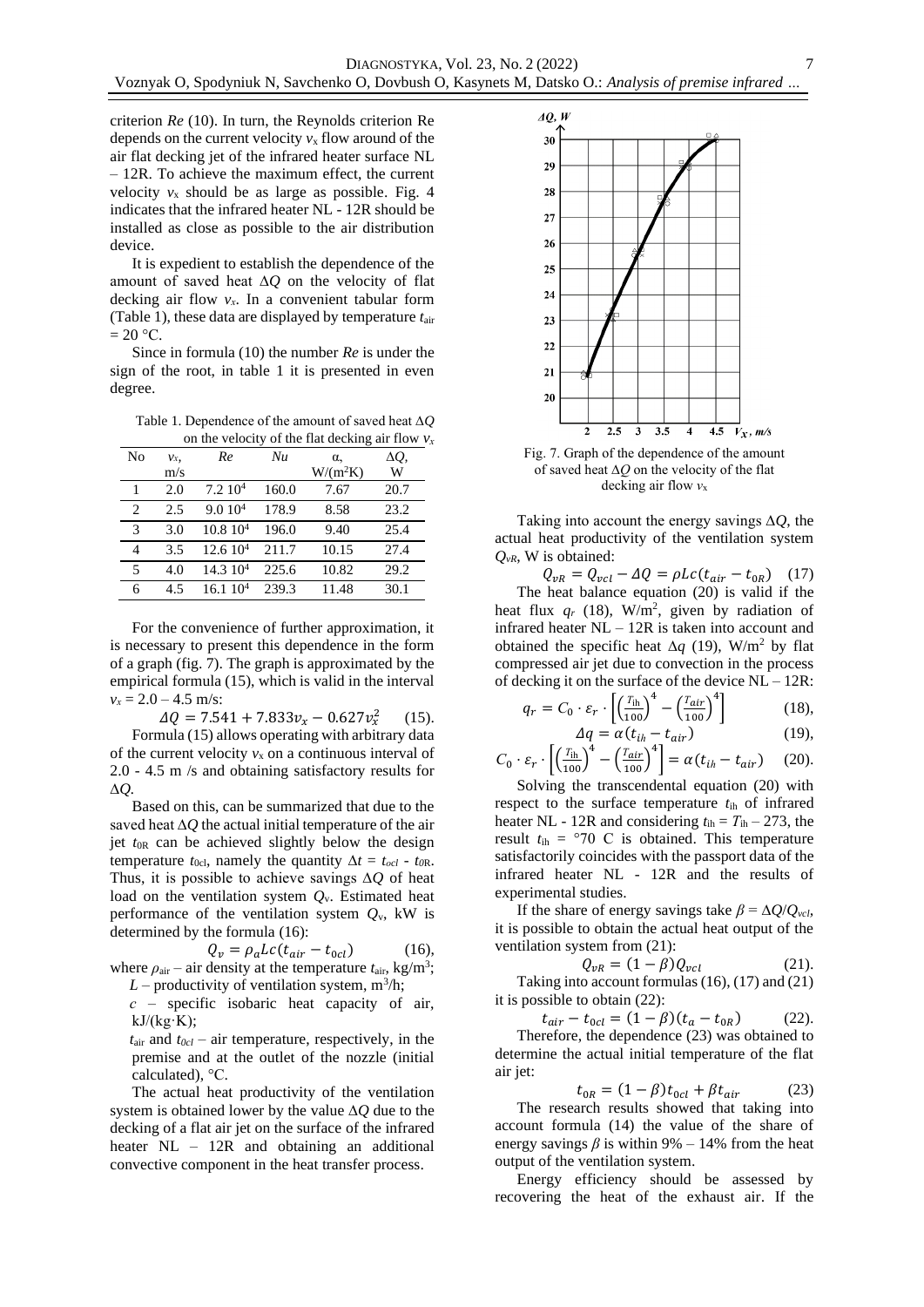criterion *Re* (10). In turn, the Reynolds criterion Re depends on the current velocity $v_x$ flow around of the air flat decking jet of the infrared heater surface NL – 12R. To achieve the maximum effect, the current velocity $v_x$ should be as large as possible. Fig. 4 indicates that the infrared heater NL - 12R should be installed as close as possible to the air distribution device.

It is expedient to establish the dependence of the amount of saved heat $\Delta Q$ on the velocity of flat decking air flow $v_x$. In a convenient tabular form (Table 1), these data are displayed by temperature $t_{air}$ = 20 °C.

Since in formula (10) the number *Re* is under the sign of the root, in table 1 it is presented in even degree.

Table 1. Dependence of the amount of saved heat $\Delta Q$ on the velocity of the flat decking air flow $v_x$

| No | $v_x$, m/s | *Re* | *Nu* | α, W/(m²K) | $\Delta Q$, W |
|---|---|---|---|---|---|
| 1 | 2.0 | 7.2 $10^4$ | 160.0 | 7.67 | 20.7 |
| 2 | 2.5 | 9.0 $10^4$ | 178.9 | 8.58 | 23.2 |
| 3 | 3.0 | 10.8 $10^4$ | 196.0 | 9.40 | 25.4 |
| 4 | 3.5 | 12.6 $10^4$ | 211.7 | 10.15 | 27.4 |
| 5 | 4.0 | 14.3 $10^4$ | 225.6 | 10.82 | 29.2 |
| 6 | 4.5 | 16.1 $10^4$ | 239.3 | 11.48 | 30.1 |

For the convenience of further approximation, it is necessary to present this dependence in the form of a graph (fig. 7). The graph is approximated by the empirical formula (15), which is valid in the interval $v_x$ = 2.0 – 4.5 m/s:

$$\Delta Q = 7.541 + 7.833v_x - 0.627v_x^2 \quad (15).$$

Formula (15) allows operating with arbitrary data of the current velocity $v_x$ on a continuous interval of 2.0 - 4.5 m /s and obtaining satisfactory results for $\Delta Q$.

Based on this, can be summarized that due to the saved heat $\Delta Q$ the actual initial temperature of the air jet $t_{0R}$ can be achieved slightly below the design temperature $t_{0cl}$, namely the quantity $\Delta t = t_{ocl} - t_{0R}$. Thus, it is possible to achieve savings $\Delta Q$ of heat load on the ventilation system $Q_v$. Estimated heat performance of the ventilation system $Q_v$, kW is determined by the formula (16):

$$Q_v = \rho_a Lc(t_{air} - t_{0cl}) \quad (16),$$

where $\rho_{air}$ – air density at the temperature $t_{air}$, kg/m³;
- $L$ – productivity of ventilation system, m³/h;
- $c$ – specific isobaric heat capacity of air, kJ/(kg·K);
- $t_{air}$ and $t_{0cl}$ – air temperature, respectively, in the premise and at the outlet of the nozzle (initial calculated), °C.

The actual heat productivity of the ventilation system is obtained lower by the value $\Delta Q$ due to the decking of a flat air jet on the surface of the infrared heater NL – 12R and obtaining an additional convective component in the heat transfer process.

Fig. 7. Graph of the dependence of the amount of saved heat $\Delta Q$ on the velocity of the flat decking air flow $v_x$

Taking into account the energy savings $\Delta Q$, the actual heat productivity of the ventilation system $Q_{vR}$, W is obtained:

$$Q_{vR} = Q_{vcl} - \Delta Q = \rho Lc(t_{air} - t_{0R}) \quad (17)$$

The heat balance equation (20) is valid if the heat flux $q_r$ (18), W/m², given by radiation of infrared heater NL – 12R is taken into account and obtained the specific heat $\Delta q$ (19), W/m² by flat compressed air jet due to convection in the process of decking it on the surface of the device NL – 12R:

$$q_r = C_0 \cdot \varepsilon_r \cdot \left[\left(\frac{T_{ih}}{100}\right)^4 - \left(\frac{T_{air}}{100}\right)^4\right] \quad (18),$$

$$\Delta q = \alpha(t_{ih} - t_{air}) \quad (19),$$

$$C_0 \cdot \varepsilon_r \cdot \left[\left(\frac{T_{ih}}{100}\right)^4 - \left(\frac{T_{air}}{100}\right)^4\right] = \alpha(t_{ih} - t_{air}) \quad (20).$$

Solving the transcendental equation (20) with respect to the surface temperature $t_{ih}$ of infrared heater NL - 12R and considering $t_{ih} = T_{ih} - 273$, the result $t_{ih}$ = °70 C is obtained. This temperature satisfactorily coincides with the passport data of the infrared heater NL - 12R and the results of experimental studies.

If the share of energy savings take $\beta = \Delta Q/Q_{vcl}$, it is possible to obtain the actual heat output of the ventilation system from (21):

$$Q_{vR} = (1 - \beta)Q_{vcl} \quad (21).$$

Taking into account formulas (16), (17) and (21) it is possible to obtain (22):

$$t_{air} - t_{0cl} = (1 - \beta)(t_a - t_{0R}) \quad (22).$$

Therefore, the dependence (23) was obtained to determine the actual initial temperature of the flat air jet:

$$t_{0R} = (1 - \beta)t_{0cl} + \beta t_{air} \quad (23)$$

The research results showed that taking into account formula (14) the value of the share of energy savings $\beta$ is within 9% – 14% from the heat output of the ventilation system.

Energy efficiency should be assessed by recovering the heat of the exhaust air. If the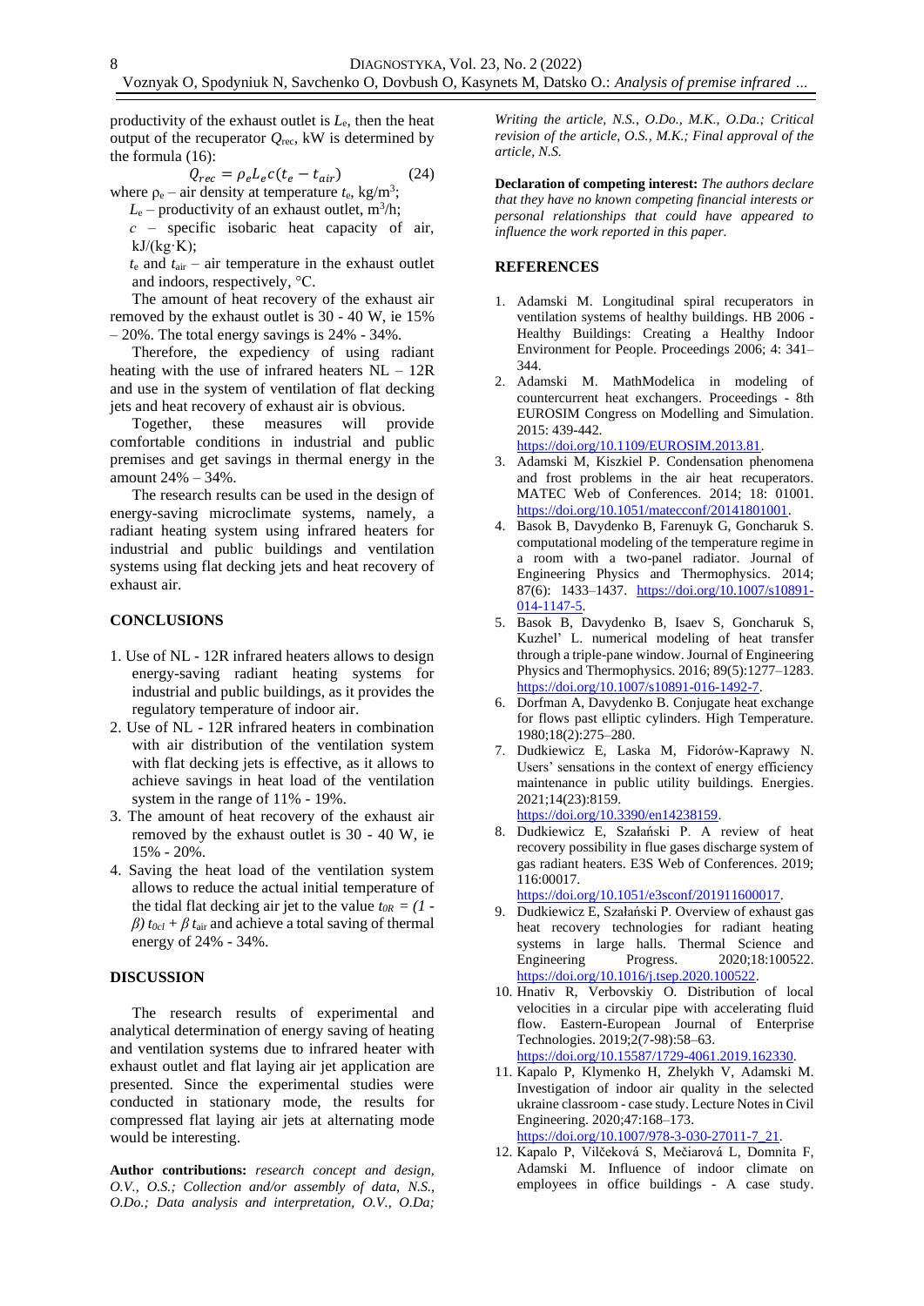productivity of the exhaust outlet is $L_e$, then the heat output of the recuperator $Q_{rec}$, kW is determined by the formula (16):

$$Q_{rec} = \rho_e L_e c(t_e - t_{air}) \qquad (24)$$

where $\rho_e$ – air density at temperature $t_e$, kg/m$^3$;

$L_e$ – productivity of an exhaust outlet, m$^3$/h;

$c$ – specific isobaric heat capacity of air, kJ/(kg·K);

$t_e$ and $t_{air}$ – air temperature in the exhaust outlet and indoors, respectively, °C.

The amount of heat recovery of the exhaust air removed by the exhaust outlet is 30 - 40 W, ie 15% – 20%. The total energy savings is 24% - 34%.

Therefore, the expediency of using radiant heating with the use of infrared heaters NL – 12R and use in the system of ventilation of flat decking jets and heat recovery of exhaust air is obvious.

Together, these measures will provide comfortable conditions in industrial and public premises and get savings in thermal energy in the amount 24% – 34%.

The research results can be used in the design of energy-saving microclimate systems, namely, a radiant heating system using infrared heaters for industrial and public buildings and ventilation systems using flat decking jets and heat recovery of exhaust air.

## CONCLUSIONS

1. Use of NL - 12R infrared heaters allows to design energy-saving radiant heating systems for industrial and public buildings, as it provides the regulatory temperature of indoor air.
2. Use of NL - 12R infrared heaters in combination with air distribution of the ventilation system with flat decking jets is effective, as it allows to achieve savings in heat load of the ventilation system in the range of 11% - 19%.
3. The amount of heat recovery of the exhaust air removed by the exhaust outlet is 30 - 40 W, ie 15% - 20%.
4. Saving the heat load of the ventilation system allows to reduce the actual initial temperature of the tidal flat decking air jet to the value $t_{0R} = (1 - \beta)\, t_{0cl} + \beta\, t_{air}$ and achieve a total saving of thermal energy of 24% - 34%.

## DISCUSSION

The research results of experimental and analytical determination of energy saving of heating and ventilation systems due to infrared heater with exhaust outlet and flat laying air jet application are presented. Since the experimental studies were conducted in stationary mode, the results for compressed flat laying air jets at alternating mode would be interesting.

**Author contributions:** *research concept and design, O.V., O.S.; Collection and/or assembly of data, N.S., O.Do.; Data analysis and interpretation, O.V., O.Da; Writing the article, N.S., O.Do., M.K., O.Da.; Critical revision of the article, O.S., M.K.; Final approval of the article, N.S.*

**Declaration of competing interest:** *The authors declare that they have no known competing financial interests or personal relationships that could have appeared to influence the work reported in this paper.*

## REFERENCES

1. Adamski M. Longitudinal spiral recuperators in ventilation systems of healthy buildings. HB 2006 - Healthy Buildings: Creating a Healthy Indoor Environment for People. Proceedings 2006; 4: 341–344.
2. Adamski M. MathModelica in modeling of countercurrent heat exchangers. Proceedings - 8th EUROSIM Congress on Modelling and Simulation. 2015: 439-442. https://doi.org/10.1109/EUROSIM.2013.81.
3. Adamski M, Kiszkiel P. Condensation phenomena and frost problems in the air heat recuperators. MATEC Web of Conferences. 2014; 18: 01001. https://doi.org/10.1051/matecconf/20141801001.
4. Basok B, Davydenko B, Farenuyk G, Goncharuk S. computational modeling of the temperature regime in a room with a two-panel radiator. Journal of Engineering Physics and Thermophysics. 2014; 87(6): 1433–1437. https://doi.org/10.1007/s10891-014-1147-5.
5. Basok B, Davydenko B, Isaev S, Goncharuk S, Kuzhel' L. numerical modeling of heat transfer through a triple-pane window. Journal of Engineering Physics and Thermophysics. 2016; 89(5):1277–1283. https://doi.org/10.1007/s10891-016-1492-7.
6. Dorfman A, Davydenko B. Conjugate heat exchange for flows past elliptic cylinders. High Temperature. 1980;18(2):275–280.
7. Dudkiewicz E, Laska M, Fidorów-Kaprawy N. Users' sensations in the context of energy efficiency maintenance in public utility buildings. Energies. 2021;14(23):8159. https://doi.org/10.3390/en14238159.
8. Dudkiewicz E, Szałański P. A review of heat recovery possibility in flue gases discharge system of gas radiant heaters. E3S Web of Conferences. 2019; 116:00017. https://doi.org/10.1051/e3sconf/201911600017.
9. Dudkiewicz E, Szałański P. Overview of exhaust gas heat recovery technologies for radiant heating systems in large halls. Thermal Science and Engineering Progress. 2020;18:100522. https://doi.org/10.1016/j.tsep.2020.100522.
10. Hnativ R, Verbovskiy O. Distribution of local velocities in a circular pipe with accelerating fluid flow. Eastern-European Journal of Enterprise Technologies. 2019;2(7-98):58–63. https://doi.org/10.15587/1729-4061.2019.162330.
11. Kapalo P, Klymenko H, Zhelykh V, Adamski M. Investigation of indoor air quality in the selected ukraine classroom - case study. Lecture Notes in Civil Engineering. 2020;47:168–173. https://doi.org/10.1007/978-3-030-27011-7_21.
12. Kapalo P, Vilčeková S, Mečiarová L, Domnita F, Adamski M. Influence of indoor climate on employees in office buildings - A case study.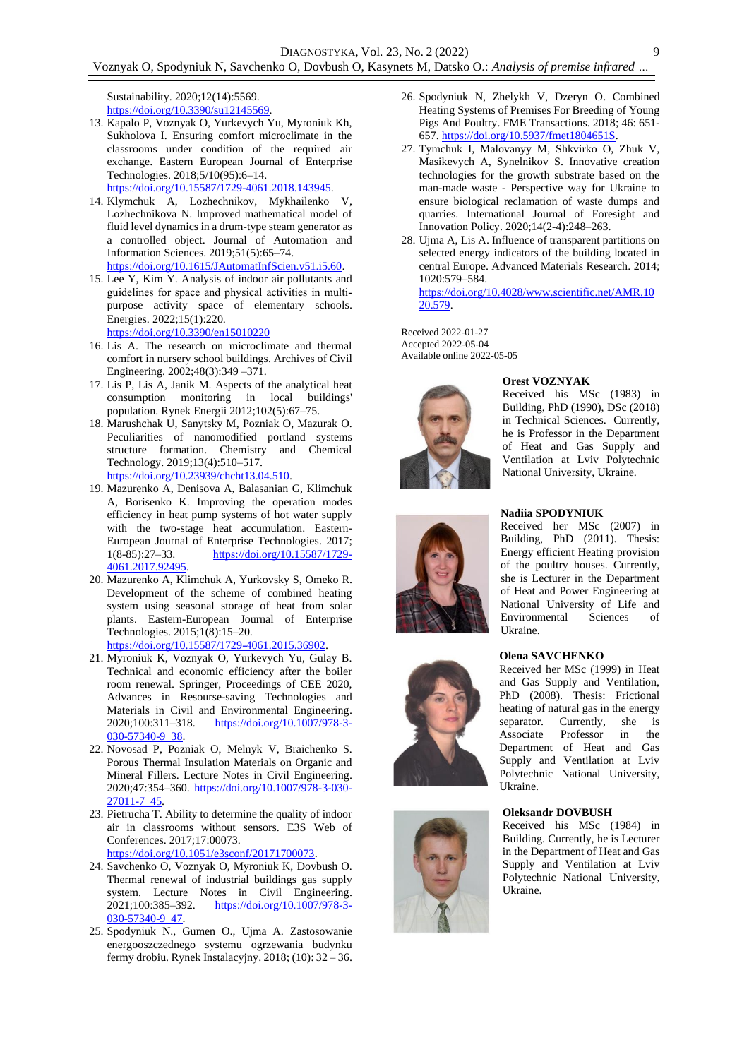Sustainability. 2020;12(14):5569. https://doi.org/10.3390/su12145569.

13. Kapalo P, Voznyak O, Yurkevych Yu, Myroniuk Kh, Sukholova I. Ensuring comfort microclimate in the classrooms under condition of the required air exchange. Eastern European Journal of Enterprise Technologies. 2018;5/10(95):6–14. https://doi.org/10.15587/1729-4061.2018.143945.
14. Klymchuk A, Lozhechnikov, Mykhailenko V, Lozhechnikova N. Improved mathematical model of fluid level dynamics in a drum-type steam generator as a controlled object. Journal of Automation and Information Sciences. 2019;51(5):65–74. https://doi.org/10.1615/JAutomatInfScien.v51.i5.60.
15. Lee Y, Kim Y. Analysis of indoor air pollutants and guidelines for space and physical activities in multi-purpose activity space of elementary schools. Energies. 2022;15(1):220. https://doi.org/10.3390/en15010220
16. Lis A. The research on microclimate and thermal comfort in nursery school buildings. Archives of Civil Engineering. 2002;48(3):349 –371.
17. Lis P, Lis A, Janik M. Aspects of the analytical heat consumption monitoring in local buildings' population. Rynek Energii 2012;102(5):67–75.
18. Marushchak U, Sanytsky M, Pozniak O, Mazurak O. Peculiarities of nanomodified portland systems structure formation. Chemistry and Chemical Technology. 2019;13(4):510–517. https://doi.org/10.23939/chcht13.04.510.
19. Mazurenko A, Denisova A, Balasanian G, Klimchuk A, Borisenko K. Improving the operation modes efficiency in heat pump systems of hot water supply with the two-stage heat accumulation. Eastern-European Journal of Enterprise Technologies. 2017; 1(8-85):27–33. https://doi.org/10.15587/1729-4061.2017.92495.
20. Mazurenko A, Klimchuk A, Yurkovsky S, Omeko R. Development of the scheme of combined heating system using seasonal storage of heat from solar plants. Eastern-European Journal of Enterprise Technologies. 2015;1(8):15–20. https://doi.org/10.15587/1729-4061.2015.36902.
21. Myroniuk K, Voznyak O, Yurkevych Yu, Gulay B. Technical and economic efficiency after the boiler room renewal. Springer, Proceedings of CEE 2020, Advances in Resourse-saving Technologies and Materials in Civil and Environmental Engineering. 2020;100:311–318. https://doi.org/10.1007/978-3-030-57340-9_38.
22. Novosad P, Pozniak O, Melnyk V, Braichenko S. Porous Thermal Insulation Materials on Organic and Mineral Fillers. Lecture Notes in Civil Engineering. 2020;47:354–360. https://doi.org/10.1007/978-3-030-27011-7_45.
23. Pietrucha T. Ability to determine the quality of indoor air in classrooms without sensors. E3S Web of Conferences. 2017;17:00073. https://doi.org/10.1051/e3sconf/20171700073.
24. Savchenko O, Voznyak O, Myroniuk K, Dovbush O. Thermal renewal of industrial buildings gas supply system. Lecture Notes in Civil Engineering. 2021;100:385–392. https://doi.org/10.1007/978-3-030-57340-9_47.
25. Spodyniuk N., Gumen O., Ujma A. Zastosowanie energooszczednego systemu ogrzewania budynku fermy drobiu. Rynek Instalacyjny. 2018; (10): 32 – 36.
26. Spodyniuk N, Zhelykh V, Dzeryn O. Combined Heating Systems of Premises For Breeding of Young Pigs And Poultry. FME Transactions. 2018; 46: 651-657. https://doi.org/10.5937/fmet1804651S.
27. Tymchuk I, Malovanyy M, Shkvirko O, Zhuk V, Masikevych A, Synelnikov S. Innovative creation technologies for the growth substrate based on the man-made waste - Perspective way for Ukraine to ensure biological reclamation of waste dumps and quarries. International Journal of Foresight and Innovation Policy. 2020;14(2-4):248–263.
28. Ujma A, Lis A. Influence of transparent partitions on selected energy indicators of the building located in central Europe. Advanced Materials Research. 2014; 1020:579–584. https://doi.org/10.4028/www.scientific.net/AMR.1020.579.

Received 2022-01-27
Accepted 2022-05-04
Available online 2022-05-05

**Orest VOZNYAK**
Received his MSc (1983) in Building, PhD (1990), DSc (2018) in Technical Sciences. Currently, he is Professor in the Department of Heat and Gas Supply and Ventilation at Lviv Polytechnic National University, Ukraine.

**Nadiia SPODYNIUK**
Received her MSc (2007) in Building, PhD (2011). Thesis: Energy efficient Heating provision of the poultry houses. Currently, she is Lecturer in the Department of Heat and Power Engineering at National University of Life and Environmental Sciences of Ukraine.

**Olena SAVCHENKO**
Received her MSc (1999) in Heat and Gas Supply and Ventilation, PhD (2008). Thesis: Frictional heating of natural gas in the energy separator. Currently, she is Associate Professor in the Department of Heat and Gas Supply and Ventilation at Lviv Polytechnic National University, Ukraine.

**Oleksandr DOVBUSH**
Received his MSc (1984) in Building. Currently, he is Lecturer in the Department of Heat and Gas Supply and Ventilation at Lviv Polytechnic National University, Ukraine.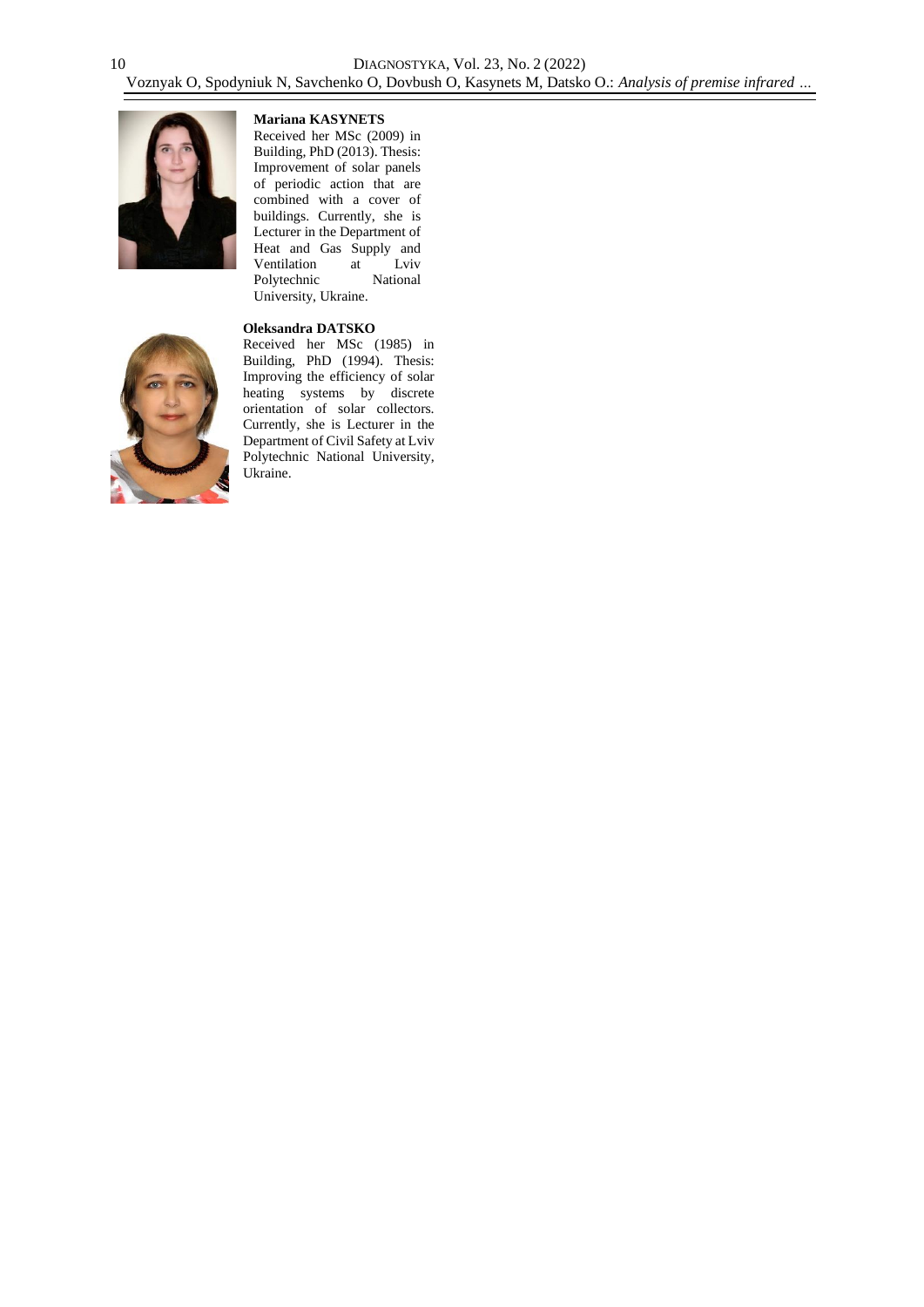**Mariana KASYNETS**
Received her MSc (2009) in Building, PhD (2013). Thesis: Improvement of solar panels of periodic action that are combined with a cover of buildings. Currently, she is Lecturer in the Department of Heat and Gas Supply and Ventilation at Lviv Polytechnic National University, Ukraine.

**Oleksandra DATSKO**
Received her MSc (1985) in Building, PhD (1994). Thesis: Improving the efficiency of solar heating systems by discrete orientation of solar collectors. Currently, she is Lecturer in the Department of Civil Safety at Lviv Polytechnic National University, Ukraine.